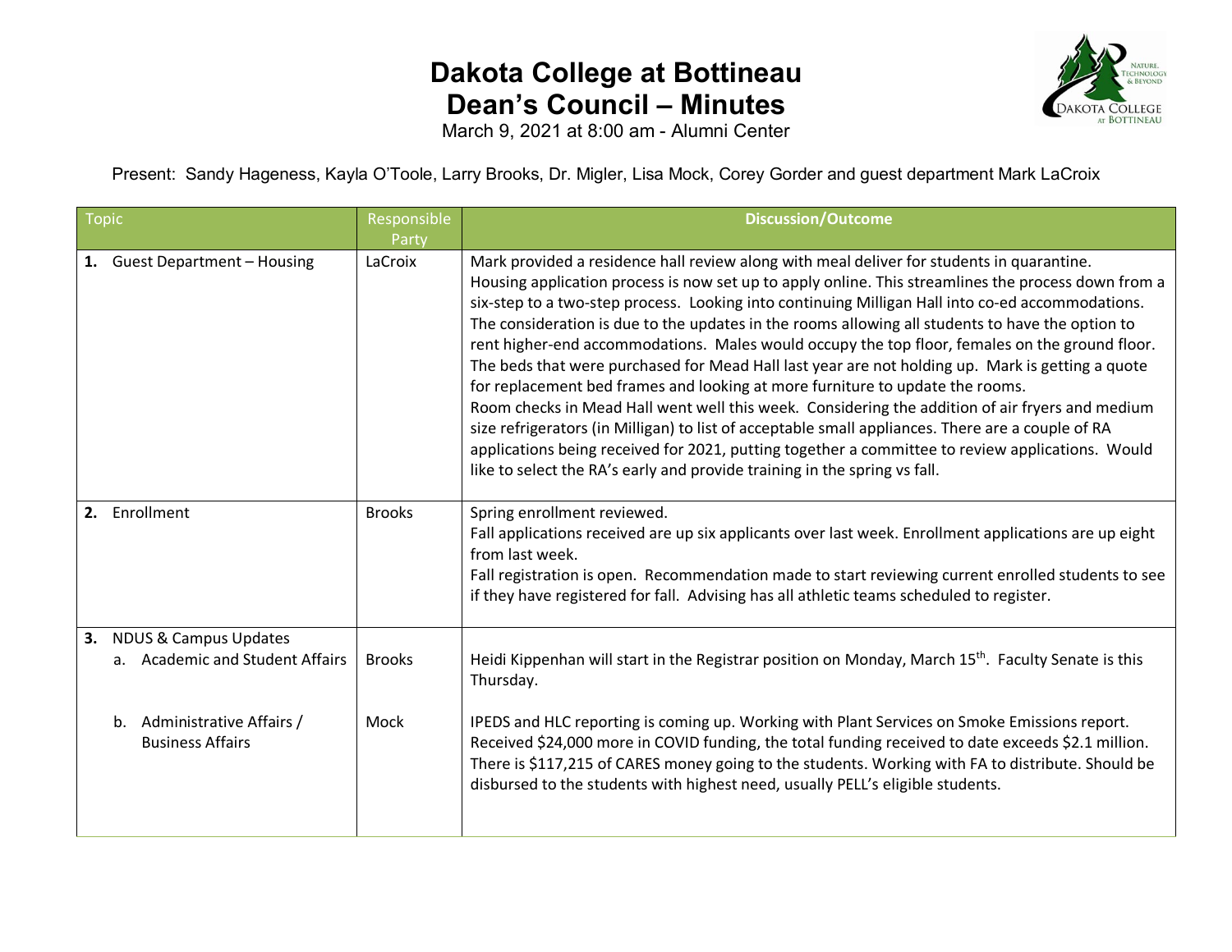# Dakota College at Bottineau
# Dean's Council – Minutes

March 9, 2021 at 8:00 am - Alumni Center

Present: Sandy Hageness, Kayla O'Toole, Larry Brooks, Dr. Migler, Lisa Mock, Corey Gorder and guest department Mark LaCroix

| Topic | Responsible Party | Discussion/Outcome |
|---|---|---|
| **1.** Guest Department – Housing | LaCroix | Mark provided a residence hall review along with meal deliver for students in quarantine. Housing application process is now set up to apply online. This streamlines the process down from a six-step to a two-step process. Looking into continuing Milligan Hall into co-ed accommodations. The consideration is due to the updates in the rooms allowing all students to have the option to rent higher-end accommodations. Males would occupy the top floor, females on the ground floor. The beds that were purchased for Mead Hall last year are not holding up. Mark is getting a quote for replacement bed frames and looking at more furniture to update the rooms. Room checks in Mead Hall went well this week. Considering the addition of air fryers and medium size refrigerators (in Milligan) to list of acceptable small appliances. There are a couple of RA applications being received for 2021, putting together a committee to review applications. Would like to select the RA's early and provide training in the spring vs fall. |
| **2.** Enrollment | Brooks | Spring enrollment reviewed. Fall applications received are up six applicants over last week. Enrollment applications are up eight from last week. Fall registration is open. Recommendation made to start reviewing current enrolled students to see if they have registered for fall. Advising has all athletic teams scheduled to register. |
| **3.** NDUS & Campus Updates | | |
| a. Academic and Student Affairs | Brooks | Heidi Kippenhan will start in the Registrar position on Monday, March 15th. Faculty Senate is this Thursday. |
| b. Administrative Affairs / Business Affairs | Mock | IPEDS and HLC reporting is coming up. Working with Plant Services on Smoke Emissions report. Received $24,000 more in COVID funding, the total funding received to date exceeds $2.1 million. There is $117,215 of CARES money going to the students. Working with FA to distribute. Should be disbursed to the students with highest need, usually PELL's eligible students. |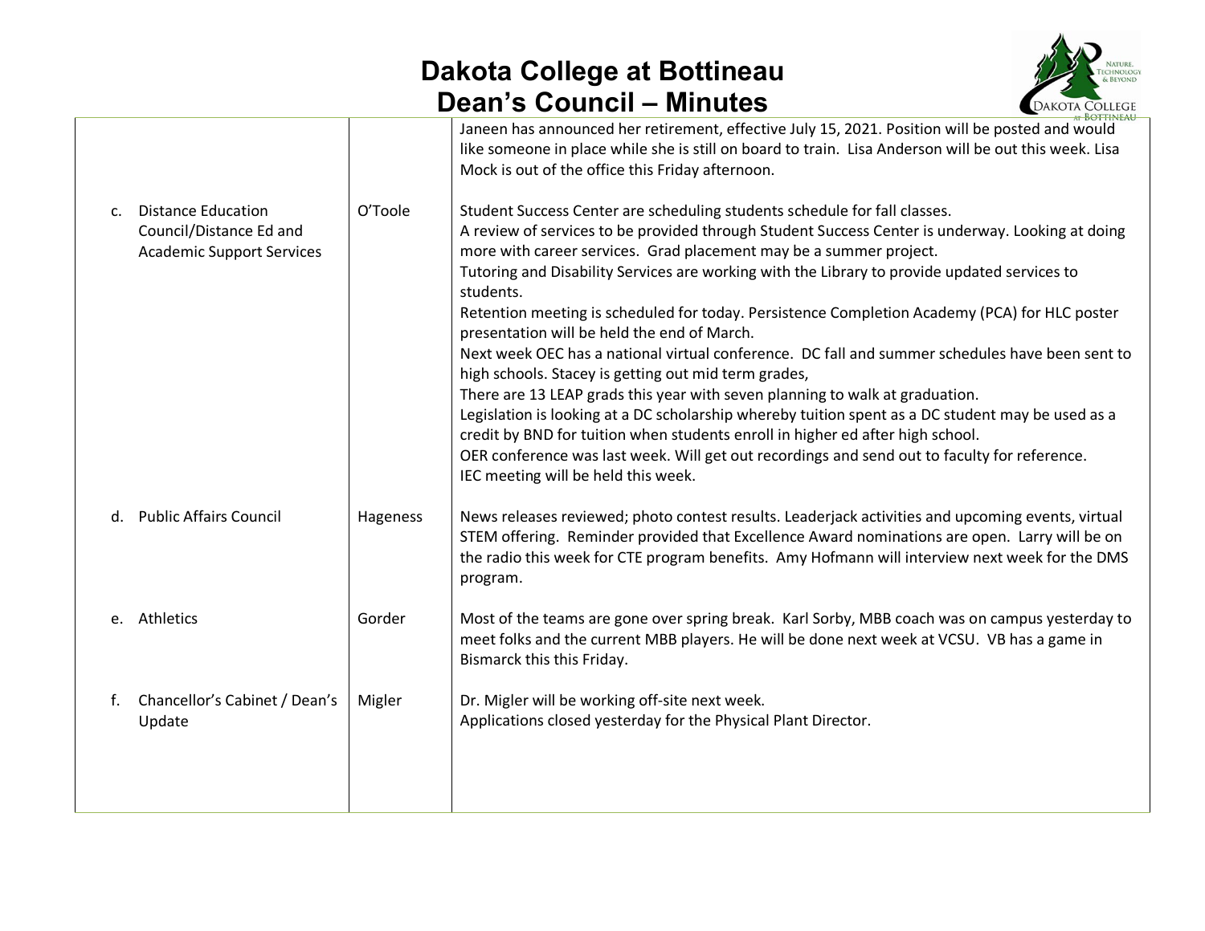# Dakota College at Bottineau
# Dean's Council – Minutes

| | | |
|---|---|---|
| | | Janeen has announced her retirement, effective July 15, 2021. Position will be posted and would like someone in place while she is still on board to train. Lisa Anderson will be out this week. Lisa Mock is out of the office this Friday afternoon. |
| c. Distance Education Council/Distance Ed and Academic Support Services | O'Toole | Student Success Center are scheduling students schedule for fall classes.<br>A review of services to be provided through Student Success Center is underway. Looking at doing more with career services. Grad placement may be a summer project.<br>Tutoring and Disability Services are working with the Library to provide updated services to students.<br>Retention meeting is scheduled for today. Persistence Completion Academy (PCA) for HLC poster presentation will be held the end of March.<br>Next week OEC has a national virtual conference. DC fall and summer schedules have been sent to high schools. Stacey is getting out mid term grades,<br>There are 13 LEAP grads this year with seven planning to walk at graduation.<br>Legislation is looking at a DC scholarship whereby tuition spent as a DC student may be used as a credit by BND for tuition when students enroll in higher ed after high school.<br>OER conference was last week. Will get out recordings and send out to faculty for reference.<br>IEC meeting will be held this week. |
| d. Public Affairs Council | Hageness | News releases reviewed; photo contest results. Leaderjack activities and upcoming events, virtual STEM offering. Reminder provided that Excellence Award nominations are open. Larry will be on the radio this week for CTE program benefits. Amy Hofmann will interview next week for the DMS program. |
| e. Athletics | Gorder | Most of the teams are gone over spring break. Karl Sorby, MBB coach was on campus yesterday to meet folks and the current MBB players. He will be done next week at VCSU. VB has a game in Bismarck this this Friday. |
| f. Chancellor's Cabinet / Dean's Update | Migler | Dr. Migler will be working off-site next week.<br>Applications closed yesterday for the Physical Plant Director. |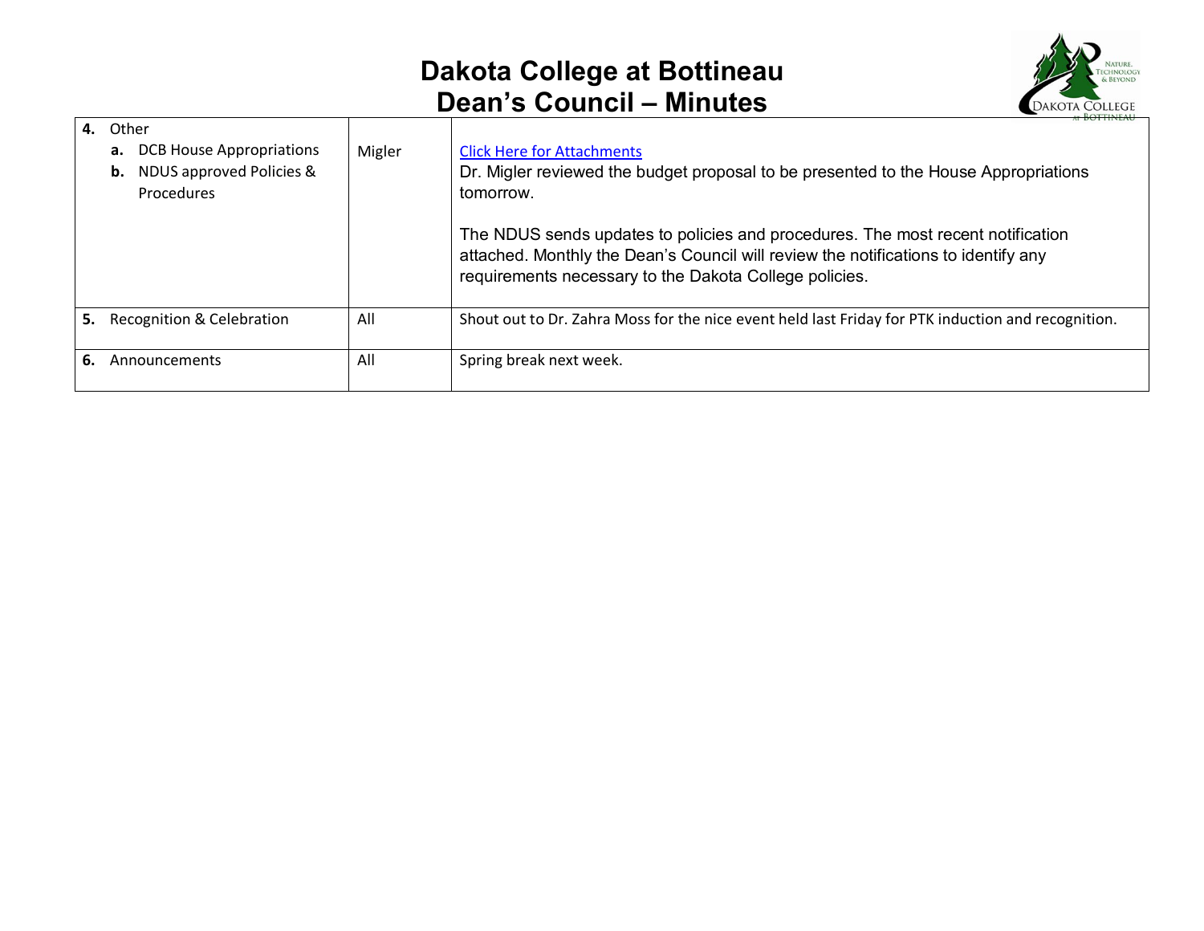# Dakota College at Bottineau
# Dean's Council – Minutes

| | | |
|---|---|---|
| **4.** Other<br>**a.** DCB House Appropriations<br>**b.** NDUS approved Policies & Procedures | Migler | Click Here for Attachments<br>Dr. Migler reviewed the budget proposal to be presented to the House Appropriations tomorrow.<br><br>The NDUS sends updates to policies and procedures. The most recent notification attached. Monthly the Dean's Council will review the notifications to identify any requirements necessary to the Dakota College policies. |
| **5.** Recognition & Celebration | All | Shout out to Dr. Zahra Moss for the nice event held last Friday for PTK induction and recognition. |
| **6.** Announcements | All | Spring break next week. |